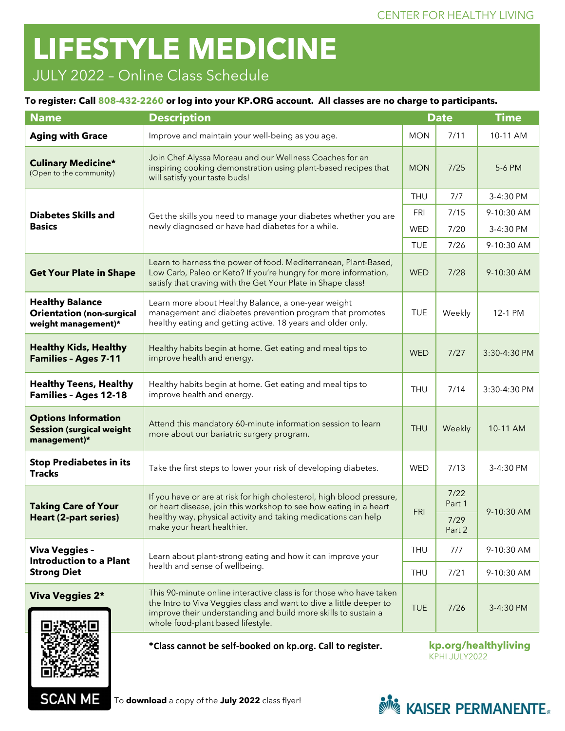CENTER FOR HEALTHY LIVING

# LIFESTYLE MEDICINE

## JULY 2022 – Online Class Schedule

**To register: Call 808-432-2260 or log into your KP.ORG account. All classes are no charge to participants.**

| Name | Description | Date | | Time |
|---|---|---|---|---|
| **Aging with Grace** | Improve and maintain your well-being as you age. | MON | 7/11 | 10-11 AM |
| **Culinary Medicine*** (Open to the community) | Join Chef Alyssa Moreau and our Wellness Coaches for an inspiring cooking demonstration using plant-based recipes that will satisfy your taste buds! | MON | 7/25 | 5-6 PM |
| **Diabetes Skills and Basics** | Get the skills you need to manage your diabetes whether you are newly diagnosed or have had diabetes for a while. | THU | 7/7 | 3-4:30 PM |
| | | FRI | 7/15 | 9-10:30 AM |
| | | WED | 7/20 | 3-4:30 PM |
| | | TUE | 7/26 | 9-10:30 AM |
| **Get Your Plate in Shape** | Learn to harness the power of food. Mediterranean, Plant-Based, Low Carb, Paleo or Keto? If you're hungry for more information, satisfy that craving with the Get Your Plate in Shape class! | WED | 7/28 | 9-10:30 AM |
| **Healthy Balance Orientation (non-surgical weight management)*** | Learn more about Healthy Balance, a one-year weight management and diabetes prevention program that promotes healthy eating and getting active. 18 years and older only. | TUE | Weekly | 12-1 PM |
| **Healthy Kids, Healthy Families – Ages 7-11** | Healthy habits begin at home. Get eating and meal tips to improve health and energy. | WED | 7/27 | 3:30-4:30 PM |
| **Healthy Teens, Healthy Families – Ages 12-18** | Healthy habits begin at home. Get eating and meal tips to improve health and energy. | THU | 7/14 | 3:30-4:30 PM |
| **Options Information Session (surgical weight management)*** | Attend this mandatory 60-minute information session to learn more about our bariatric surgery program. | THU | Weekly | 10-11 AM |
| **Stop Prediabetes in its Tracks** | Take the first steps to lower your risk of developing diabetes. | WED | 7/13 | 3-4:30 PM |
| **Taking Care of Your Heart (2-part series)** | If you have or are at risk for high cholesterol, high blood pressure, or heart disease, join this workshop to see how eating in a heart healthy way, physical activity and taking medications can help make your heart healthier. | FRI | 7/22 Part 1 | 9-10:30 AM |
| | | FRI | 7/29 Part 2 | 9-10:30 AM |
| **Viva Veggies – Introduction to a Plant Strong Diet** | Learn about plant-strong eating and how it can improve your health and sense of wellbeing. | THU | 7/7 | 9-10:30 AM |
| | | THU | 7/21 | 9-10:30 AM |
| **Viva Veggies 2*** | This 90-minute online interactive class is for those who have taken the Intro to Viva Veggies class and want to dive a little deeper to improve their understanding and build more skills to sustain a whole food-plant based lifestyle. | TUE | 7/26 | 3-4:30 PM |

**\*Class cannot be self-booked on kp.org. Call to register.**

**kp.org/healthyliving**
KPHI JULY2022

SCAN ME To **download** a copy of the **July 2022** class flyer!

KAISER PERMANENTE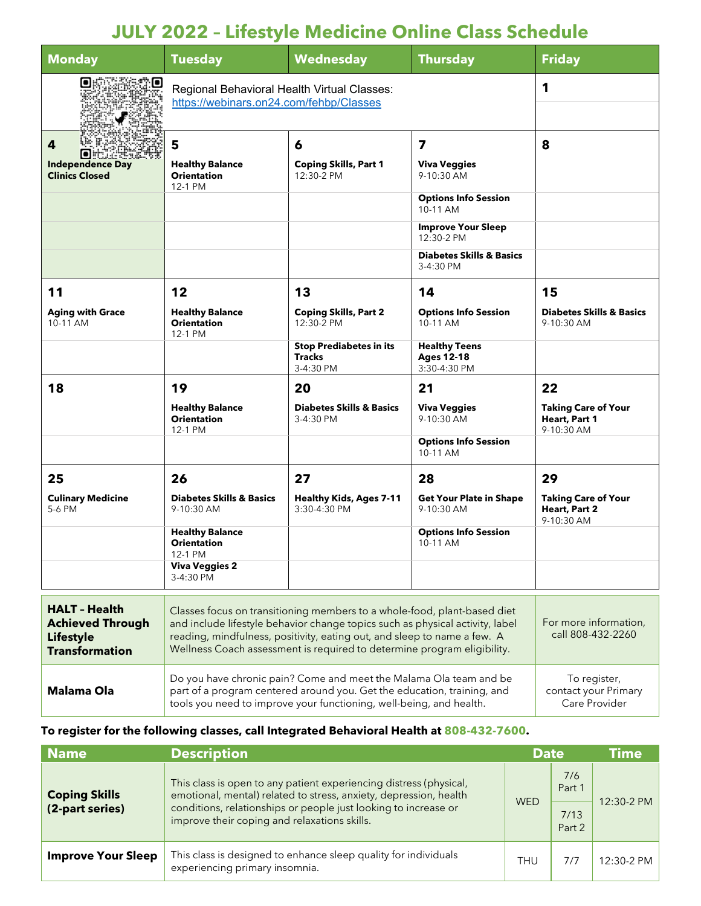# JULY 2022 – Lifestyle Medicine Online Class Schedule

| Monday | Tuesday | Wednesday | Thursday | Friday |
|---|---|---|---|---|
| | Regional Behavioral Health Virtual Classes: https://webinars.on24.com/fehbp/Classes | | | **1** |
| **4** **Independence Day Clinics Closed** | **5** **Healthy Balance Orientation** 12-1 PM | **6** **Coping Skills, Part 1** 12:30-2 PM | **7** **Viva Veggies** 9-10:30 AM | **8** |
| | | | **Options Info Session** 10-11 AM | |
| | | | **Improve Your Sleep** 12:30-2 PM | |
| | | | **Diabetes Skills & Basics** 3-4:30 PM | |
| **11** **Aging with Grace** 10-11 AM | **12** **Healthy Balance Orientation** 12-1 PM | **13** **Coping Skills, Part 2** 12:30-2 PM | **14** **Options Info Session** 10-11 AM | **15** **Diabetes Skills & Basics** 9-10:30 AM |
| | | **Stop Prediabetes in its Tracks** 3-4:30 PM | **Healthy Teens Ages 12-18** 3:30-4:30 PM | |
| **18** | **19** **Healthy Balance Orientation** 12-1 PM | **20** **Diabetes Skills & Basics** 3-4:30 PM | **21** **Viva Veggies** 9-10:30 AM | **22** **Taking Care of Your Heart, Part 1** 9-10:30 AM |
| | | | **Options Info Session** 10-11 AM | |
| **25** **Culinary Medicine** 5-6 PM | **26** **Diabetes Skills & Basics** 9-10:30 AM | **27** **Healthy Kids, Ages 7-11** 3:30-4:30 PM | **28** **Get Your Plate in Shape** 9-10:30 AM | **29** **Taking Care of Your Heart, Part 2** 9-10:30 AM |
| | **Healthy Balance Orientation** 12-1 PM | | **Options Info Session** 10-11 AM | |
| | **Viva Veggies 2** 3-4:30 PM | | | |

| | | |
|---|---|---|
| **HALT – Health Achieved Through Lifestyle Transformation** | Classes focus on transitioning members to a whole-food, plant-based diet and include lifestyle behavior change topics such as physical activity, label reading, mindfulness, positivity, eating out, and sleep to name a few. A Wellness Coach assessment is required to determine program eligibility. | For more information, call 808-432-2260 |
| **Malama Ola** | Do you have chronic pain? Come and meet the Malama Ola team and be part of a program centered around you. Get the education, training, and tools you need to improve your functioning, well-being, and health. | To register, contact your Primary Care Provider |

**To register for the following classes, call Integrated Behavioral Health at 808-432-7600.**

| Name | Description | Date | | Time |
|---|---|---|---|---|
| **Coping Skills (2-part series)** | This class is open to any patient experiencing distress (physical, emotional, mental) related to stress, anxiety, depression, health conditions, relationships or people just looking to increase or improve their coping and relaxations skills. | WED | 7/6 Part 1<br>7/13 Part 2 | 12:30-2 PM |
| **Improve Your Sleep** | This class is designed to enhance sleep quality for individuals experiencing primary insomnia. | THU | 7/7 | 12:30-2 PM |